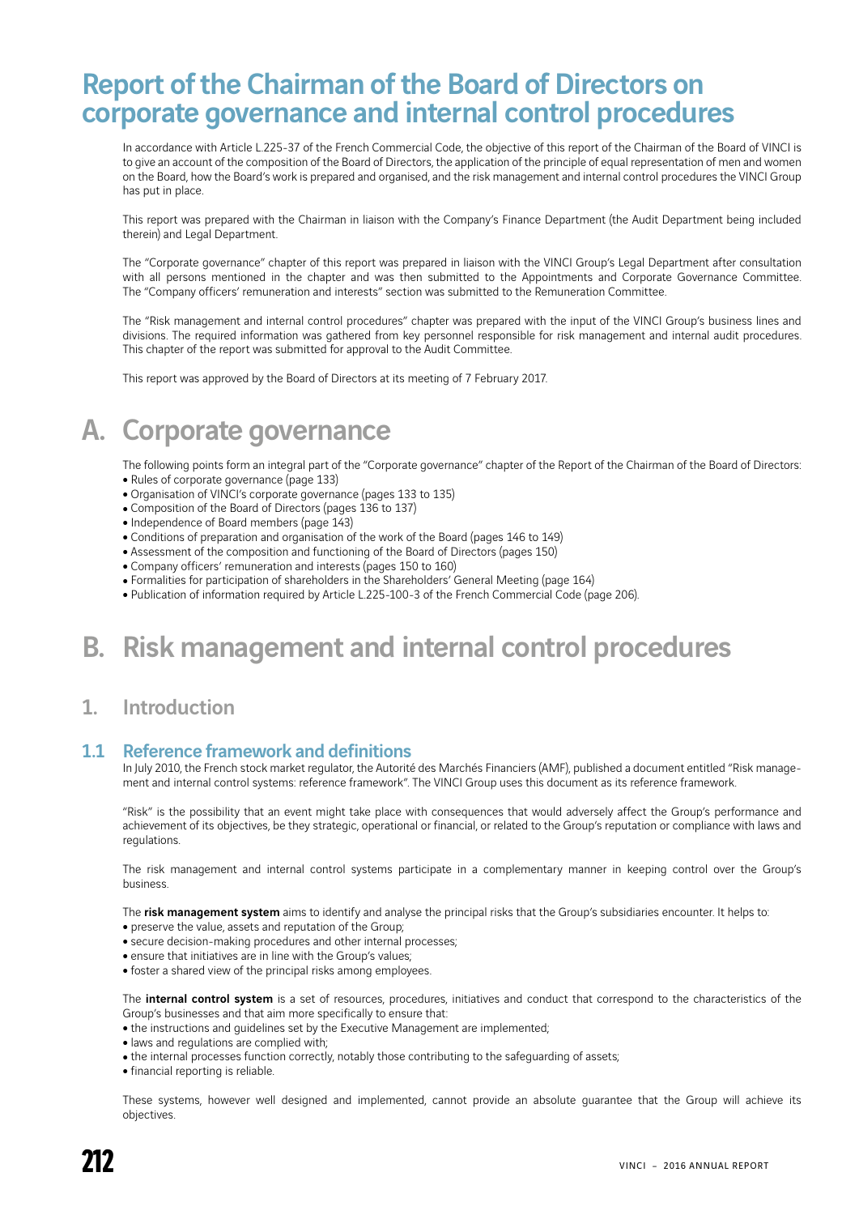# Report of the Chairman of the Board of Directors on corporate governance and internal control procedures

In accordance with Article L.225-37 of the French Commercial Code, the objective of this report of the Chairman of the Board of VINCI is to give an account of the composition of the Board of Directors, the application of the principle of equal representation of men and women on the Board, how the Board's work is prepared and organised, and the risk management and internal control procedures the VINCI Group has put in place.

This report was prepared with the Chairman in liaison with the Company's Finance Department (the Audit Department being included therein) and Legal Department.

The "Corporate governance" chapter of this report was prepared in liaison with the VINCI Group's Legal Department after consultation with all persons mentioned in the chapter and was then submitted to the Appointments and Corporate Governance Committee. The "Company officers' remuneration and interests" section was submitted to the Remuneration Committee.

The "Risk management and internal control procedures" chapter was prepared with the input of the VINCI Group's business lines and divisions. The required information was gathered from key personnel responsible for risk management and internal audit procedures. This chapter of the report was submitted for approval to the Audit Committee.

This report was approved by the Board of Directors at its meeting of 7 February 2017.

## A. Corporate governance

The following points form an integral part of the "Corporate governance" chapter of the Report of the Chairman of the Board of Directors:

- Rules of corporate governance (page 133)
- Organisation of VINCI's corporate governance (pages 133 to 135)
- Composition of the Board of Directors (pages 136 to 137)
- Independence of Board members (page 143)
- Conditions of preparation and organisation of the work of the Board (pages 146 to 149)
- Assessment of the composition and functioning of the Board of Directors (pages 150)
- Company officers' remuneration and interests (pages 150 to 160)
- Formalities for participation of shareholders in the Shareholders' General Meeting (page 164)
- Publication of information required by Article L.225-100-3 of the French Commercial Code (page 206).

## B. Risk management and internal control procedures

### 1. Introduction

#### 1.1 Reference framework and definitions

In July 2010, the French stock market regulator, the Autorité des Marchés Financiers (AMF), published a document entitled "Risk management and internal control systems: reference framework". The VINCI Group uses this document as its reference framework.

"Risk" is the possibility that an event might take place with consequences that would adversely affect the Group's performance and achievement of its objectives, be they strategic, operational or financial, or related to the Group's reputation or compliance with laws and regulations.

The risk management and internal control systems participate in a complementary manner in keeping control over the Group's business.

The **risk management system** aims to identify and analyse the principal risks that the Group's subsidiaries encounter. It helps to:

- preserve the value, assets and reputation of the Group;
- secure decision-making procedures and other internal processes;
- ensure that initiatives are in line with the Group's values;
- foster a shared view of the principal risks among employees.

The **internal control system** is a set of resources, procedures, initiatives and conduct that correspond to the characteristics of the Group's businesses and that aim more specifically to ensure that:

- the instructions and guidelines set by the Executive Management are implemented;
- laws and regulations are complied with;
- the internal processes function correctly, notably those contributing to the safeguarding of assets;
- financial reporting is reliable.

These systems, however well designed and implemented, cannot provide an absolute guarantee that the Group will achieve its objectives.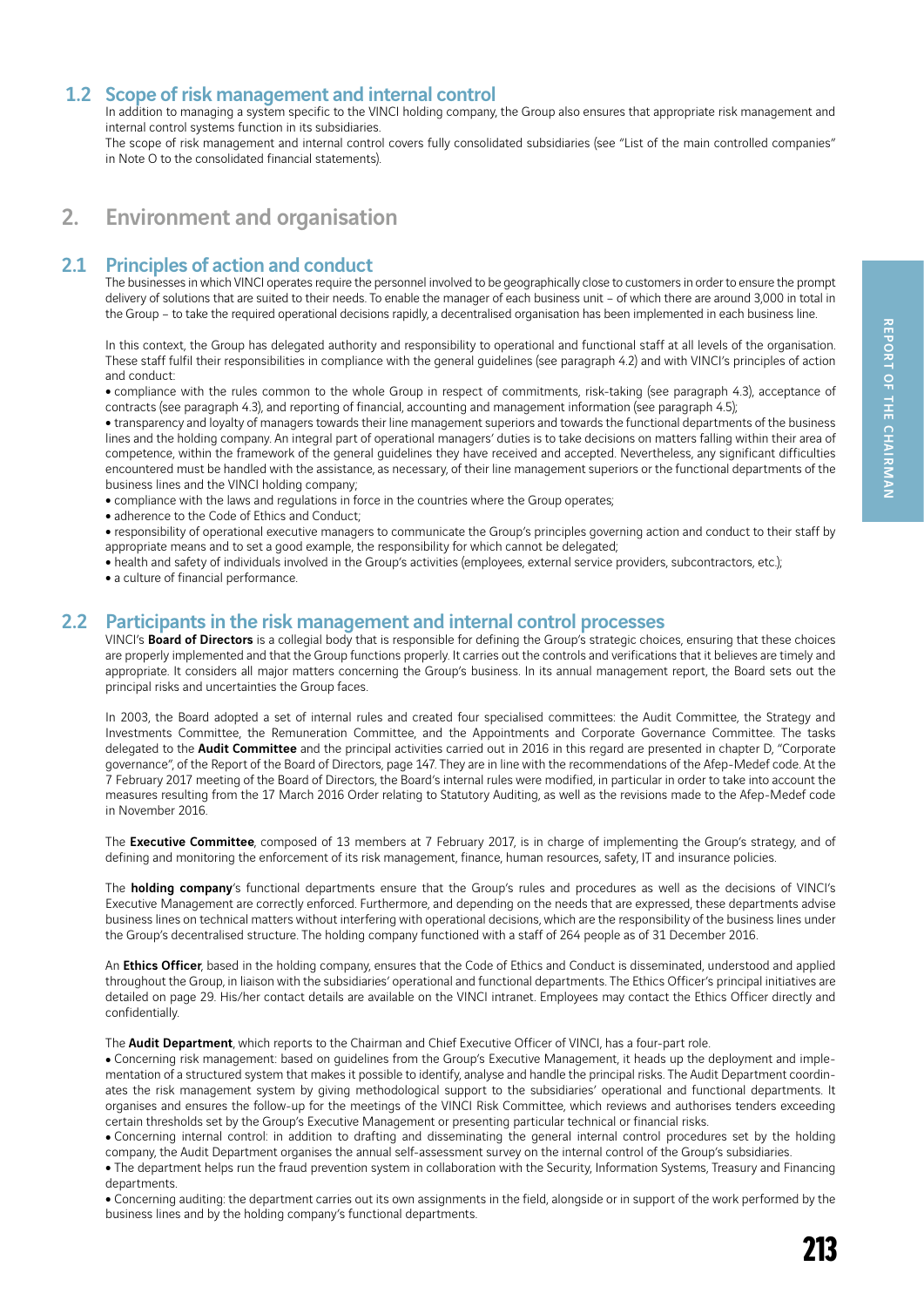## 1.2 Scope of risk management and internal control

In addition to managing a system specific to the VINCI holding company, the Group also ensures that appropriate risk management and internal control systems function in its subsidiaries.

The scope of risk management and internal control covers fully consolidated subsidiaries (see "List of the main controlled companies" in Note O to the consolidated financial statements).

# 2. Environment and organisation

## 2.1 Principles of action and conduct

The businesses in which VINCI operates require the personnel involved to be geographically close to customers in order to ensure the prompt delivery of solutions that are suited to their needs. To enable the manager of each business unit – of which there are around 3,000 in total in the Group – to take the required operational decisions rapidly, a decentralised organisation has been implemented in each business line.

In this context, the Group has delegated authority and responsibility to operational and functional staff at all levels of the organisation. These staff fulfil their responsibilities in compliance with the general guidelines (see paragraph 4.2) and with VINCI's principles of action and conduct:

- compliance with the rules common to the whole Group in respect of commitments, risk-taking (see paragraph 4.3), acceptance of contracts (see paragraph 4.3), and reporting of financial, accounting and management information (see paragraph 4.5);
- transparency and loyalty of managers towards their line management superiors and towards the functional departments of the business lines and the holding company. An integral part of operational managers' duties is to take decisions on matters falling within their area of competence, within the framework of the general guidelines they have received and accepted. Nevertheless, any significant difficulties encountered must be handled with the assistance, as necessary, of their line management superiors or the functional departments of the business lines and the VINCI holding company;
- compliance with the laws and regulations in force in the countries where the Group operates;
- adherence to the Code of Ethics and Conduct;
- responsibility of operational executive managers to communicate the Group's principles governing action and conduct to their staff by appropriate means and to set a good example, the responsibility for which cannot be delegated;
- health and safety of individuals involved in the Group's activities (employees, external service providers, subcontractors, etc.);
- a culture of financial performance.

## 2.2 Participants in the risk management and internal control processes

VINCI's **Board of Directors** is a collegial body that is responsible for defining the Group's strategic choices, ensuring that these choices are properly implemented and that the Group functions properly. It carries out the controls and verifications that it believes are timely and appropriate. It considers all major matters concerning the Group's business. In its annual management report, the Board sets out the principal risks and uncertainties the Group faces.

In 2003, the Board adopted a set of internal rules and created four specialised committees: the Audit Committee, the Strategy and Investments Committee, the Remuneration Committee, and the Appointments and Corporate Governance Committee. The tasks delegated to the **Audit Committee** and the principal activities carried out in 2016 in this regard are presented in chapter D, "Corporate governance", of the Report of the Board of Directors, page 147. They are in line with the recommendations of the Afep-Medef code. At the 7 February 2017 meeting of the Board of Directors, the Board's internal rules were modified, in particular in order to take into account the measures resulting from the 17 March 2016 Order relating to Statutory Auditing, as well as the revisions made to the Afep-Medef code in November 2016.

The **Executive Committee**, composed of 13 members at 7 February 2017, is in charge of implementing the Group's strategy, and of defining and monitoring the enforcement of its risk management, finance, human resources, safety, IT and insurance policies.

The **holding company**'s functional departments ensure that the Group's rules and procedures as well as the decisions of VINCI's Executive Management are correctly enforced. Furthermore, and depending on the needs that are expressed, these departments advise business lines on technical matters without interfering with operational decisions, which are the responsibility of the business lines under the Group's decentralised structure. The holding company functioned with a staff of 264 people as of 31 December 2016.

An **Ethics Officer**, based in the holding company, ensures that the Code of Ethics and Conduct is disseminated, understood and applied throughout the Group, in liaison with the subsidiaries' operational and functional departments. The Ethics Officer's principal initiatives are detailed on page 29. His/her contact details are available on the VINCI intranet. Employees may contact the Ethics Officer directly and confidentially.

The **Audit Department**, which reports to the Chairman and Chief Executive Officer of VINCI, has a four-part role.

- Concerning risk management: based on guidelines from the Group's Executive Management, it heads up the deployment and implementation of a structured system that makes it possible to identify, analyse and handle the principal risks. The Audit Department coordinates the risk management system by giving methodological support to the subsidiaries' operational and functional departments. It organises and ensures the follow-up for the meetings of the VINCI Risk Committee, which reviews and authorises tenders exceeding certain thresholds set by the Group's Executive Management or presenting particular technical or financial risks.
- Concerning internal control: in addition to drafting and disseminating the general internal control procedures set by the holding company, the Audit Department organises the annual self-assessment survey on the internal control of the Group's subsidiaries.
- The department helps run the fraud prevention system in collaboration with the Security, Information Systems, Treasury and Financing departments.
- Concerning auditing: the department carries out its own assignments in the field, alongside or in support of the work performed by the business lines and by the holding company's functional departments.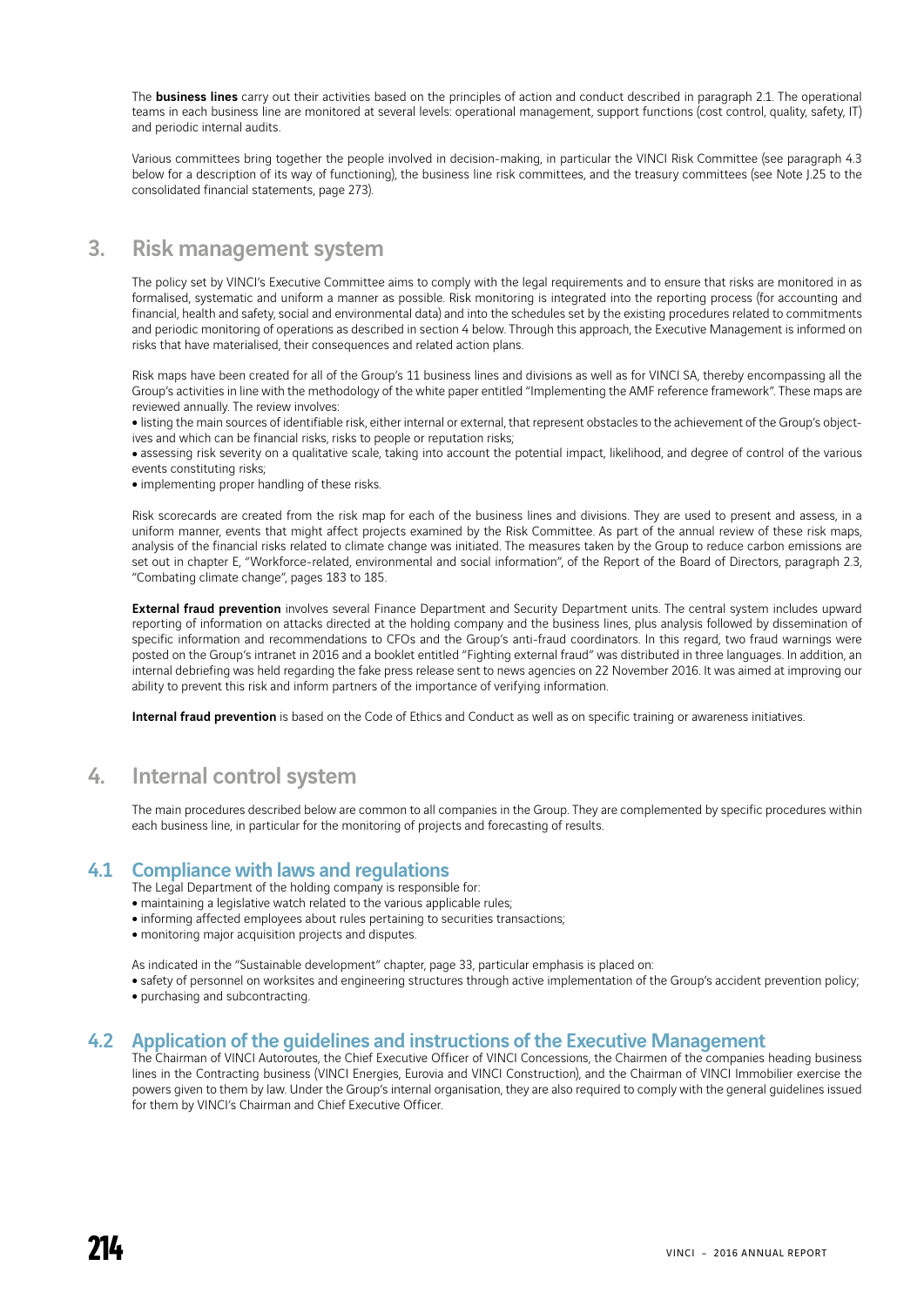The **business lines** carry out their activities based on the principles of action and conduct described in paragraph 2.1. The operational teams in each business line are monitored at several levels: operational management, support functions (cost control, quality, safety, IT) and periodic internal audits.

Various committees bring together the people involved in decision-making, in particular the VINCI Risk Committee (see paragraph 4.3 below for a description of its way of functioning), the business line risk committees, and the treasury committees (see Note J.25 to the consolidated financial statements, page 273).

## 3. Risk management system

The policy set by VINCI's Executive Committee aims to comply with the legal requirements and to ensure that risks are monitored in as formalised, systematic and uniform a manner as possible. Risk monitoring is integrated into the reporting process (for accounting and financial, health and safety, social and environmental data) and into the schedules set by the existing procedures related to commitments and periodic monitoring of operations as described in section 4 below. Through this approach, the Executive Management is informed on risks that have materialised, their consequences and related action plans.

Risk maps have been created for all of the Group's 11 business lines and divisions as well as for VINCI SA, thereby encompassing all the Group's activities in line with the methodology of the white paper entitled "Implementing the AMF reference framework". These maps are reviewed annually. The review involves:

- listing the main sources of identifiable risk, either internal or external, that represent obstacles to the achievement of the Group's objectives and which can be financial risks, risks to people or reputation risks;
- assessing risk severity on a qualitative scale, taking into account the potential impact, likelihood, and degree of control of the various events constituting risks;
- implementing proper handling of these risks.

Risk scorecards are created from the risk map for each of the business lines and divisions. They are used to present and assess, in a uniform manner, events that might affect projects examined by the Risk Committee. As part of the annual review of these risk maps, analysis of the financial risks related to climate change was initiated. The measures taken by the Group to reduce carbon emissions are set out in chapter E, "Workforce-related, environmental and social information", of the Report of the Board of Directors, paragraph 2.3, "Combating climate change", pages 183 to 185.

**External fraud prevention** involves several Finance Department and Security Department units. The central system includes upward reporting of information on attacks directed at the holding company and the business lines, plus analysis followed by dissemination of specific information and recommendations to CFOs and the Group's anti-fraud coordinators. In this regard, two fraud warnings were posted on the Group's intranet in 2016 and a booklet entitled "Fighting external fraud" was distributed in three languages. In addition, an internal debriefing was held regarding the fake press release sent to news agencies on 22 November 2016. It was aimed at improving our ability to prevent this risk and inform partners of the importance of verifying information.

**Internal fraud prevention** is based on the Code of Ethics and Conduct as well as on specific training or awareness initiatives.

## 4. Internal control system

The main procedures described below are common to all companies in the Group. They are complemented by specific procedures within each business line, in particular for the monitoring of projects and forecasting of results.

### 4.1 Compliance with laws and regulations

The Legal Department of the holding company is responsible for:

- maintaining a legislative watch related to the various applicable rules;
- informing affected employees about rules pertaining to securities transactions;
- monitoring major acquisition projects and disputes.

As indicated in the "Sustainable development" chapter, page 33, particular emphasis is placed on:

- safety of personnel on worksites and engineering structures through active implementation of the Group's accident prevention policy;
- purchasing and subcontracting.

### 4.2 Application of the guidelines and instructions of the Executive Management

The Chairman of VINCI Autoroutes, the Chief Executive Officer of VINCI Concessions, the Chairmen of the companies heading business lines in the Contracting business (VINCI Energies, Eurovia and VINCI Construction), and the Chairman of VINCI Immobilier exercise the powers given to them by law. Under the Group's internal organisation, they are also required to comply with the general guidelines issued for them by VINCI's Chairman and Chief Executive Officer.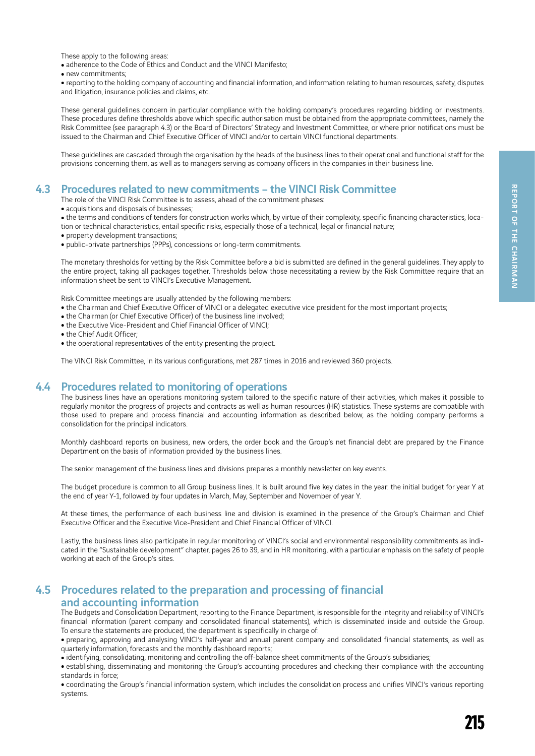These apply to the following areas:

- adherence to the Code of Ethics and Conduct and the VINCI Manifesto;
- new commitments;
- reporting to the holding company of accounting and financial information, and information relating to human resources, safety, disputes and litigation, insurance policies and claims, etc.

These general guidelines concern in particular compliance with the holding company's procedures regarding bidding or investments. These procedures define thresholds above which specific authorisation must be obtained from the appropriate committees, namely the Risk Committee (see paragraph 4.3) or the Board of Directors' Strategy and Investment Committee, or where prior notifications must be issued to the Chairman and Chief Executive Officer of VINCI and/or to certain VINCI functional departments.

These guidelines are cascaded through the organisation by the heads of the business lines to their operational and functional staff for the provisions concerning them, as well as to managers serving as company officers in the companies in their business line.

## 4.3 Procedures related to new commitments – the VINCI Risk Committee

The role of the VINCI Risk Committee is to assess, ahead of the commitment phases:

- acquisitions and disposals of businesses;
- the terms and conditions of tenders for construction works which, by virtue of their complexity, specific financing characteristics, location or technical characteristics, entail specific risks, especially those of a technical, legal or financial nature;
- property development transactions;
- public-private partnerships (PPPs), concessions or long-term commitments.

The monetary thresholds for vetting by the Risk Committee before a bid is submitted are defined in the general guidelines. They apply to the entire project, taking all packages together. Thresholds below those necessitating a review by the Risk Committee require that an information sheet be sent to VINCI's Executive Management.

Risk Committee meetings are usually attended by the following members:

- the Chairman and Chief Executive Officer of VINCI or a delegated executive vice president for the most important projects;
- the Chairman (or Chief Executive Officer) of the business line involved;
- the Executive Vice-President and Chief Financial Officer of VINCI;
- the Chief Audit Officer;
- the operational representatives of the entity presenting the project.

The VINCI Risk Committee, in its various configurations, met 287 times in 2016 and reviewed 360 projects.

## 4.4 Procedures related to monitoring of operations

The business lines have an operations monitoring system tailored to the specific nature of their activities, which makes it possible to regularly monitor the progress of projects and contracts as well as human resources (HR) statistics. These systems are compatible with those used to prepare and process financial and accounting information as described below, as the holding company performs a consolidation for the principal indicators.

Monthly dashboard reports on business, new orders, the order book and the Group's net financial debt are prepared by the Finance Department on the basis of information provided by the business lines.

The senior management of the business lines and divisions prepares a monthly newsletter on key events.

The budget procedure is common to all Group business lines. It is built around five key dates in the year: the initial budget for year Y at the end of year Y-1, followed by four updates in March, May, September and November of year Y.

At these times, the performance of each business line and division is examined in the presence of the Group's Chairman and Chief Executive Officer and the Executive Vice-President and Chief Financial Officer of VINCI.

Lastly, the business lines also participate in regular monitoring of VINCI's social and environmental responsibility commitments as indicated in the "Sustainable development" chapter, pages 26 to 39, and in HR monitoring, with a particular emphasis on the safety of people working at each of the Group's sites.

## 4.5 Procedures related to the preparation and processing of financial and accounting information

The Budgets and Consolidation Department, reporting to the Finance Department, is responsible for the integrity and reliability of VINCI's financial information (parent company and consolidated financial statements), which is disseminated inside and outside the Group. To ensure the statements are produced, the department is specifically in charge of:

- preparing, approving and analysing VINCI's half-year and annual parent company and consolidated financial statements, as well as quarterly information, forecasts and the monthly dashboard reports;
- identifying, consolidating, monitoring and controlling the off-balance sheet commitments of the Group's subsidiaries;
- establishing, disseminating and monitoring the Group's accounting procedures and checking their compliance with the accounting standards in force;
- coordinating the Group's financial information system, which includes the consolidation process and unifies VINCI's various reporting systems.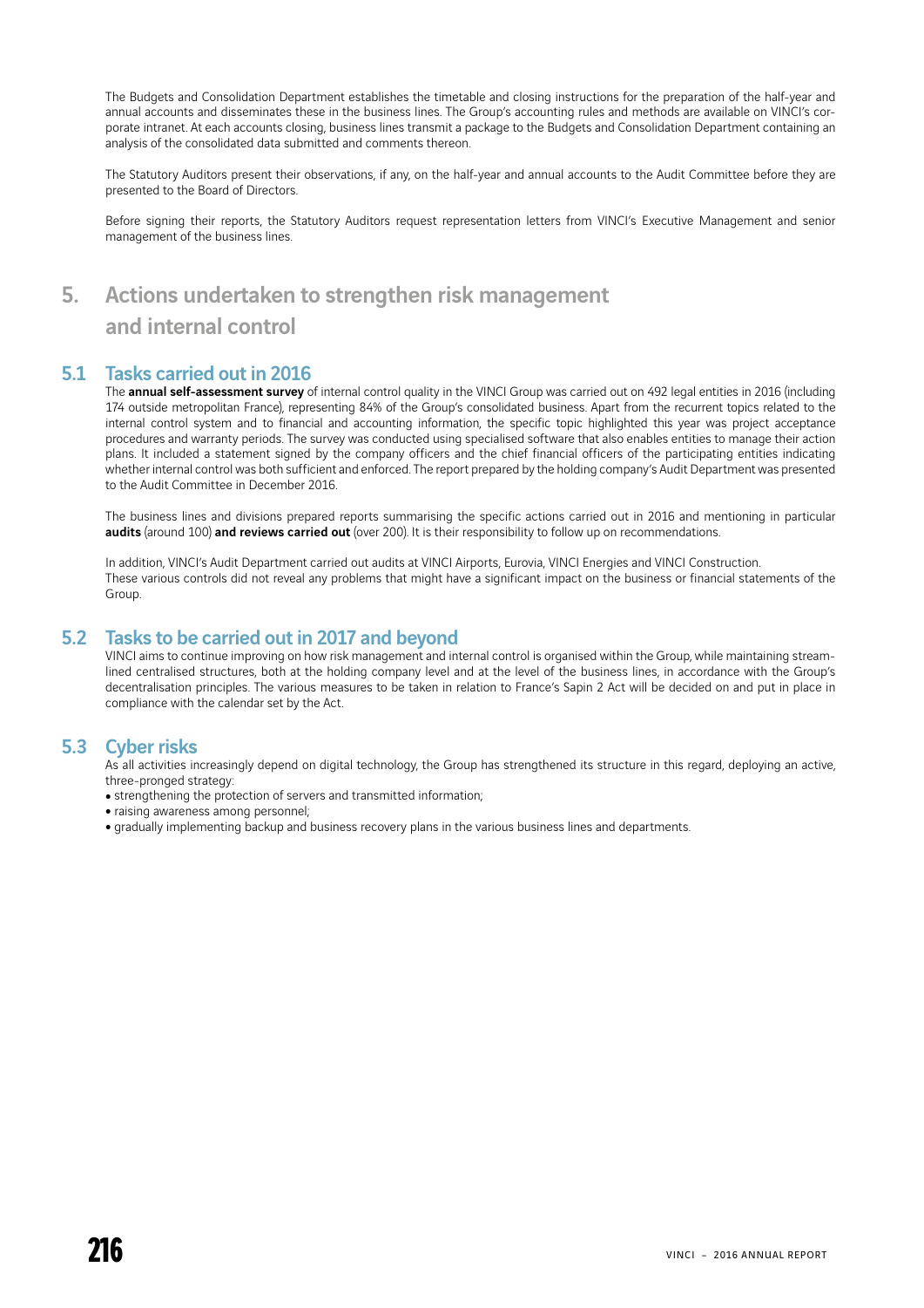The Budgets and Consolidation Department establishes the timetable and closing instructions for the preparation of the half-year and annual accounts and disseminates these in the business lines. The Group's accounting rules and methods are available on VINCI's corporate intranet. At each accounts closing, business lines transmit a package to the Budgets and Consolidation Department containing an analysis of the consolidated data submitted and comments thereon.

The Statutory Auditors present their observations, if any, on the half-year and annual accounts to the Audit Committee before they are presented to the Board of Directors.

Before signing their reports, the Statutory Auditors request representation letters from VINCI's Executive Management and senior management of the business lines.

# 5. Actions undertaken to strengthen risk management and internal control

## 5.1 Tasks carried out in 2016

The **annual self-assessment survey** of internal control quality in the VINCI Group was carried out on 492 legal entities in 2016 (including 174 outside metropolitan France), representing 84% of the Group's consolidated business. Apart from the recurrent topics related to the internal control system and to financial and accounting information, the specific topic highlighted this year was project acceptance procedures and warranty periods. The survey was conducted using specialised software that also enables entities to manage their action plans. It included a statement signed by the company officers and the chief financial officers of the participating entities indicating whether internal control was both sufficient and enforced. The report prepared by the holding company's Audit Department was presented to the Audit Committee in December 2016.

The business lines and divisions prepared reports summarising the specific actions carried out in 2016 and mentioning in particular **audits** (around 100) **and reviews carried out** (over 200). It is their responsibility to follow up on recommendations.

In addition, VINCI's Audit Department carried out audits at VINCI Airports, Eurovia, VINCI Energies and VINCI Construction.
These various controls did not reveal any problems that might have a significant impact on the business or financial statements of the Group.

## 5.2 Tasks to be carried out in 2017 and beyond

VINCI aims to continue improving on how risk management and internal control is organised within the Group, while maintaining streamlined centralised structures, both at the holding company level and at the level of the business lines, in accordance with the Group's decentralisation principles. The various measures to be taken in relation to France's Sapin 2 Act will be decided on and put in place in compliance with the calendar set by the Act.

## 5.3 Cyber risks

As all activities increasingly depend on digital technology, the Group has strengthened its structure in this regard, deploying an active, three-pronged strategy:

- strengthening the protection of servers and transmitted information;
- raising awareness among personnel;
- gradually implementing backup and business recovery plans in the various business lines and departments.